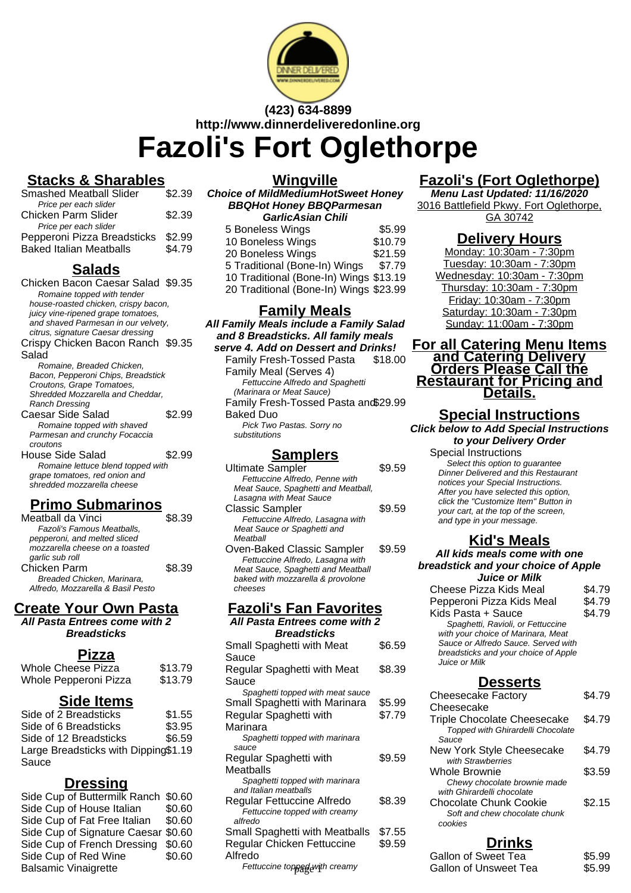**(423) 634-8899**
**http://www.dinnerdeliveredonline.org**

# Fazoli's Fort Oglethorpe

## Stacks & Sharables

| Item | Price |
|---|---|
| Smashed Meatball Slider<br>*Price per each slider* | $2.39 |
| Chicken Parm Slider<br>*Price per each slider* | $2.39 |
| Pepperoni Pizza Breadsticks | $2.99 |
| Baked Italian Meatballs | $4.79 |

## Salads

| Item | Price |
|---|---|
| Chicken Bacon Caesar Salad<br>*Romaine topped with tender house-roasted chicken, crispy bacon, juicy vine-ripened grape tomatoes, and shaved Parmesan in our velvety, citrus, signature Caesar dressing* | $9.35 |
| Crispy Chicken Bacon Ranch Salad<br>*Romaine, Breaded Chicken, Bacon, Pepperoni Chips, Breadstick Croutons, Grape Tomatoes, Shredded Mozzarella and Cheddar, Ranch Dressing* | $9.35 |
| Caesar Side Salad<br>*Romaine topped with shaved Parmesan and crunchy Focaccia croutons* | $2.99 |
| House Side Salad<br>*Romaine lettuce blend topped with grape tomatoes, red onion and shredded mozzarella cheese* | $2.99 |

## Primo Submarinos

| Item | Price |
|---|---|
| Meatball da Vinci<br>*Fazoli's Famous Meatballs, pepperoni, and melted sliced mozzarella cheese on a toasted garlic sub roll* | $8.39 |
| Chicken Parm<br>*Breaded Chicken, Marinara, Alfredo, Mozzarella & Basil Pesto* | $8.39 |

## Create Your Own Pasta

**All Pasta Entrees come with 2 Breadsticks**

## Pizza

| Item | Price |
|---|---|
| Whole Cheese Pizza | $13.79 |
| Whole Pepperoni Pizza | $13.79 |

## Side Items

| Item | Price |
|---|---|
| Side of 2 Breadsticks | $1.55 |
| Side of 6 Breadsticks | $3.95 |
| Side of 12 Breadsticks | $6.59 |
| Large Breadsticks with Dipping Sauce | $1.19 |

## Dressing

| Item | Price |
|---|---|
| Side Cup of Buttermilk Ranch | $0.60 |
| Side Cup of House Italian | $0.60 |
| Side Cup of Fat Free Italian | $0.60 |
| Side Cup of Signature Caesar | $0.60 |
| Side Cup of French Dressing | $0.60 |
| Side Cup of Red Wine Balsamic Vinaigrette | $0.60 |

## Wingville

**Choice of MildMediumHotSweet Honey BBQHot Honey BBQParmesan GarlicAsian Chili**

| Item | Price |
|---|---|
| 5 Boneless Wings | $5.99 |
| 10 Boneless Wings | $10.79 |
| 20 Boneless Wings | $21.59 |
| 5 Traditional (Bone-In) Wings | $7.79 |
| 10 Traditional (Bone-In) Wings | $13.19 |
| 20 Traditional (Bone-In) Wings | $23.99 |

## Family Meals

**All Family Meals include a Family Salad and 8 Breadsticks. All family meals serve 4. Add on Dessert and Drinks!**

| Item | Price |
|---|---|
| Family Fresh-Tossed Pasta Family Meal (Serves 4)<br>*Fettuccine Alfredo and Spaghetti (Marinara or Meat Sauce)* | $18.00 |
| Family Fresh-Tossed Pasta and Baked Duo<br>*Pick Two Pastas. Sorry no substitutions* | $29.99 |

## Samplers

| Item | Price |
|---|---|
| Ultimate Sampler<br>*Fettuccine Alfredo, Penne with Meat Sauce, Spaghetti and Meatball, Lasagna with Meat Sauce* | $9.59 |
| Classic Sampler<br>*Fettuccine Alfredo, Lasagna with Meat Sauce or Spaghetti and Meatball* | $9.59 |
| Oven-Baked Classic Sampler<br>*Fettuccine Alfredo, Lasagna with Meat Sauce, Spaghetti and Meatball baked with mozzarella & provolone cheeses* | $9.59 |

## Fazoli's Fan Favorites

**All Pasta Entrees come with 2 Breadsticks**

| Item | Price |
|---|---|
| Small Spaghetti with Meat Sauce | $6.59 |
| Regular Spaghetti with Meat Sauce<br>*Spaghetti topped with meat sauce* | $8.39 |
| Small Spaghetti with Marinara | $5.99 |
| Regular Spaghetti with Marinara<br>*Spaghetti topped with marinara sauce* | $7.79 |
| Regular Spaghetti with Meatballs<br>*Spaghetti topped with marinara and Italian meatballs* | $9.59 |
| Regular Fettuccine Alfredo<br>*Fettuccine topped with creamy alfredo* | $8.39 |
| Small Spaghetti with Meatballs | $7.55 |
| Regular Chicken Fettuccine Alfredo<br>*Fettuccine topped with creamy* | $9.59 |

## Fazoli's (Fort Oglethorpe)

**Menu Last Updated: 11/16/2020**

3016 Battlefield Pkwy. Fort Oglethorpe, GA 30742

## Delivery Hours

Monday: 10:30am - 7:30pm
Tuesday: 10:30am - 7:30pm
Wednesday: 10:30am - 7:30pm
Thursday: 10:30am - 7:30pm
Friday: 10:30am - 7:30pm
Saturday: 10:30am - 7:30pm
Sunday: 11:00am - 7:30pm

## For all Catering Menu Items and Catering Delivery Orders Please Call the Restaurant for Pricing and Details.

## Special Instructions

**Click below to Add Special Instructions to your Delivery Order**

Special Instructions
*Select this option to guarantee Dinner Delivered and this Restaurant notices your Special Instructions. After you have selected this option, click the "Customize Item" Button in your cart, at the top of the screen, and type in your message.*

## Kid's Meals

**All kids meals come with one breadstick and your choice of Apple Juice or Milk**

| Item | Price |
|---|---|
| Cheese Pizza Kids Meal | $4.79 |
| Pepperoni Pizza Kids Meal | $4.79 |
| Kids Pasta + Sauce<br>*Spaghetti, Ravioli, or Fettuccine with your choice of Marinara, Meat Sauce or Alfredo Sauce. Served with breadsticks and your choice of Apple Juice or Milk* | $4.79 |

## Desserts

| Item | Price |
|---|---|
| Cheesecake Factory Cheesecake | $4.79 |
| Triple Chocolate Cheesecake<br>*Topped with Ghirardelli Chocolate Sauce* | $4.79 |
| New York Style Cheesecake<br>*with Strawberries* | $4.79 |
| Whole Brownie<br>*Chewy chocolate brownie made with Ghirardelli chocolate* | $3.59 |
| Chocolate Chunk Cookie<br>*Soft and chew chocolate chunk cookies* | $2.15 |

## Drinks

| Item | Price |
|---|---|
| Gallon of Sweet Tea | $5.99 |
| Gallon of Unsweet Tea | $5.99 |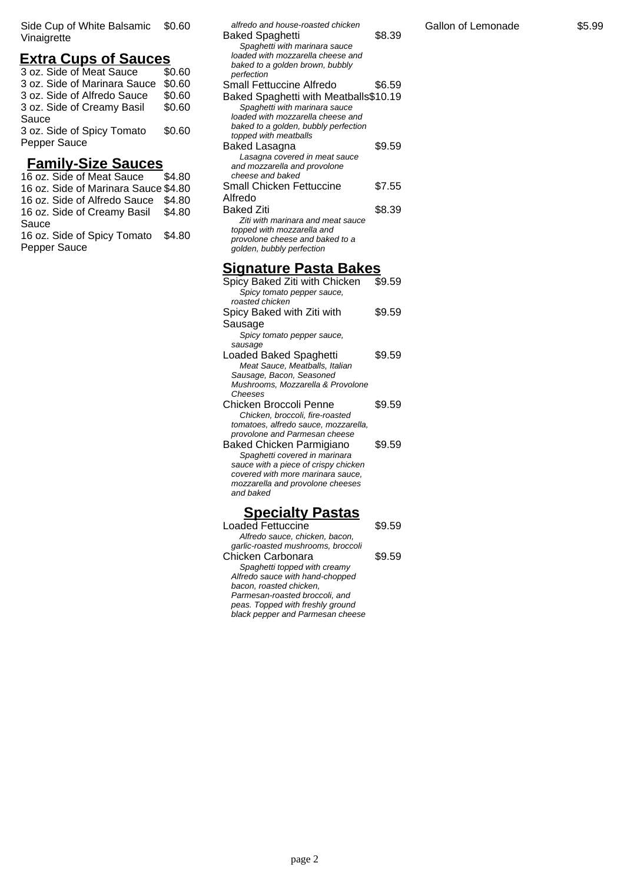Side Cup of White Balsamic Vinaigrette $0.60

## Extra Cups of Sauces

| | |
|---|---|
| 3 oz. Side of Meat Sauce | $0.60 |
| 3 oz. Side of Marinara Sauce | $0.60 |
| 3 oz. Side of Alfredo Sauce | $0.60 |
| 3 oz. Side of Creamy Basil Sauce | $0.60 |
| 3 oz. Side of Spicy Tomato Pepper Sauce | $0.60 |

## Family-Size Sauces

| | |
|---|---|
| 16 oz. Side of Meat Sauce | $4.80 |
| 16 oz. Side of Marinara Sauce | $4.80 |
| 16 oz. Side of Alfredo Sauce | $4.80 |
| 16 oz. Side of Creamy Basil Sauce | $4.80 |
| 16 oz. Side of Spicy Tomato Pepper Sauce | $4.80 |

*alfredo and house-roasted chicken*

Baked Spaghetti $8.39
*Spaghetti with marinara sauce loaded with mozzarella cheese and baked to a golden brown, bubbly perfection*

Small Fettuccine Alfredo $6.59

Baked Spaghetti with Meatballs $10.19
*Spaghetti with marinara sauce loaded with mozzarella cheese and baked to a golden, bubbly perfection topped with meatballs*

Baked Lasagna $9.59
*Lasagna covered in meat sauce and mozzarella and provolone cheese and baked*

Small Chicken Fettuccine Alfredo $7.55

Baked Ziti $8.39
*Ziti with marinara and meat sauce topped with mozzarella and provolone cheese and baked to a golden, bubbly perfection*

## Signature Pasta Bakes

Spicy Baked Ziti with Chicken $9.59
*Spicy tomato pepper sauce, roasted chicken*

Spicy Baked with Ziti with Sausage $9.59
*Spicy tomato pepper sauce, sausage*

Loaded Baked Spaghetti $9.59
*Meat Sauce, Meatballs, Italian Sausage, Bacon, Seasoned Mushrooms, Mozzarella & Provolone Cheeses*

Chicken Broccoli Penne $9.59
*Chicken, broccoli, fire-roasted tomatoes, alfredo sauce, mozzarella, provolone and Parmesan cheese*

Baked Chicken Parmigiano $9.59
*Spaghetti covered in marinara sauce with a piece of crispy chicken covered with more marinara sauce, mozzarella and provolone cheeses and baked*

## Specialty Pastas

Loaded Fettuccine $9.59
*Alfredo sauce, chicken, bacon, garlic-roasted mushrooms, broccoli*

Chicken Carbonara $9.59
*Spaghetti topped with creamy Alfredo sauce with hand-chopped bacon, roasted chicken, Parmesan-roasted broccoli, and peas. Topped with freshly ground black pepper and Parmesan cheese*

Gallon of Lemonade $5.99